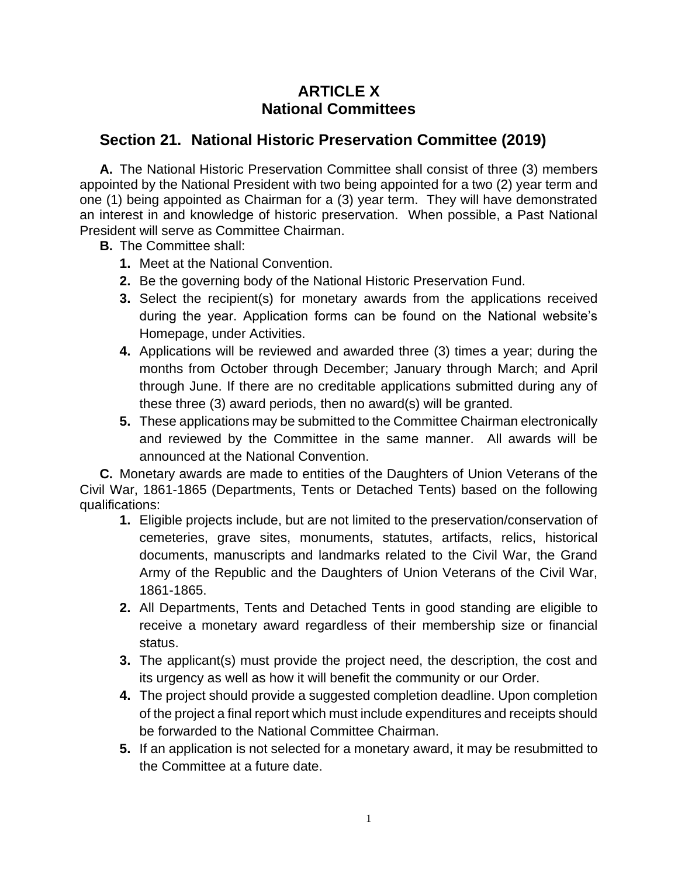# ARTICLE X
# National Committees

## Section 21. National Historic Preservation Committee (2019)

**A.** The National Historic Preservation Committee shall consist of three (3) members appointed by the National President with two being appointed for a two (2) year term and one (1) being appointed as Chairman for a (3) year term. They will have demonstrated an interest in and knowledge of historic preservation. When possible, a Past National President will serve as Committee Chairman.

**B.** The Committee shall:

1. Meet at the National Convention.
2. Be the governing body of the National Historic Preservation Fund.
3. Select the recipient(s) for monetary awards from the applications received during the year. Application forms can be found on the National website's Homepage, under Activities.
4. Applications will be reviewed and awarded three (3) times a year; during the months from October through December; January through March; and April through June. If there are no creditable applications submitted during any of these three (3) award periods, then no award(s) will be granted.
5. These applications may be submitted to the Committee Chairman electronically and reviewed by the Committee in the same manner. All awards will be announced at the National Convention.

**C.** Monetary awards are made to entities of the Daughters of Union Veterans of the Civil War, 1861-1865 (Departments, Tents or Detached Tents) based on the following qualifications:

1. Eligible projects include, but are not limited to the preservation/conservation of cemeteries, grave sites, monuments, statutes, artifacts, relics, historical documents, manuscripts and landmarks related to the Civil War, the Grand Army of the Republic and the Daughters of Union Veterans of the Civil War, 1861-1865.
2. All Departments, Tents and Detached Tents in good standing are eligible to receive a monetary award regardless of their membership size or financial status.
3. The applicant(s) must provide the project need, the description, the cost and its urgency as well as how it will benefit the community or our Order.
4. The project should provide a suggested completion deadline. Upon completion of the project a final report which must include expenditures and receipts should be forwarded to the National Committee Chairman.
5. If an application is not selected for a monetary award, it may be resubmitted to the Committee at a future date.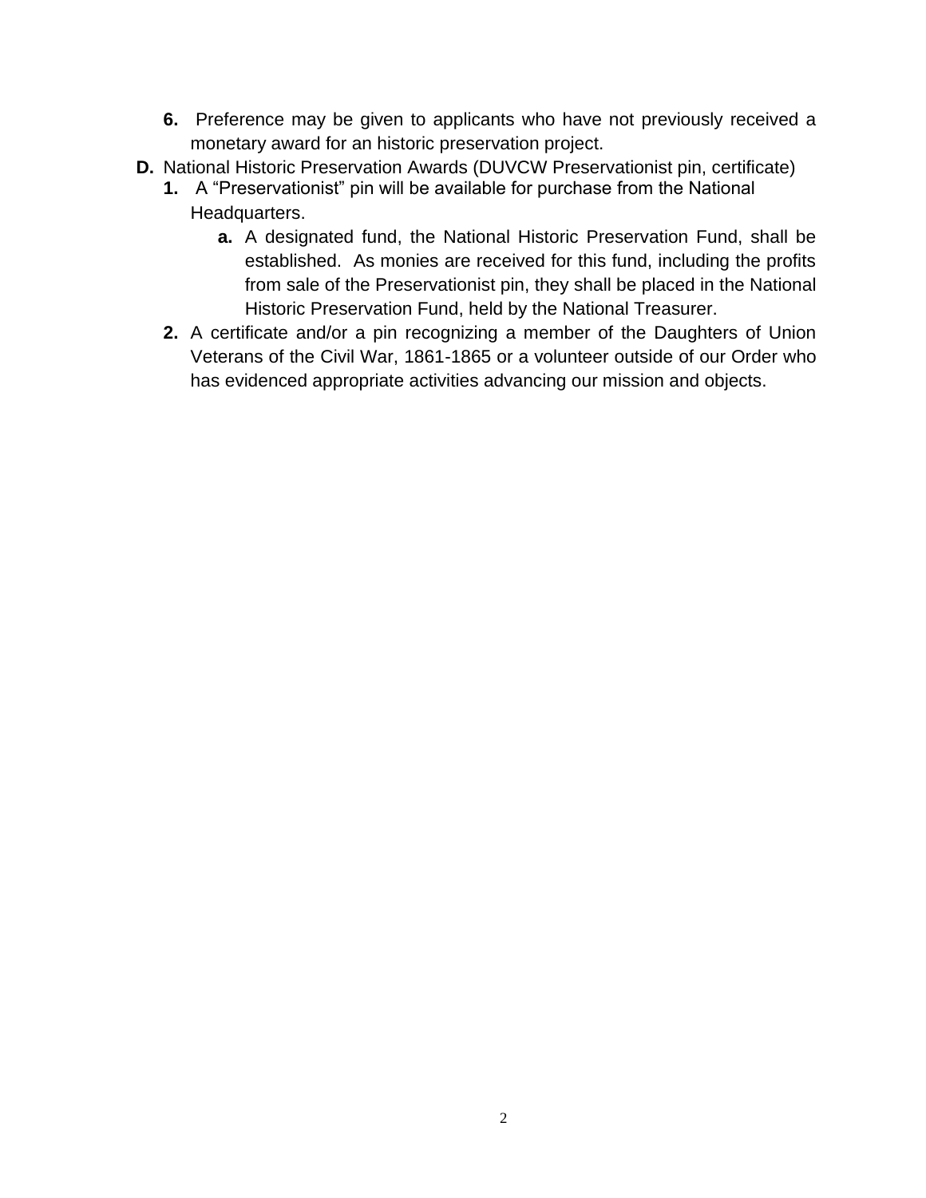6. Preference may be given to applicants who have not previously received a monetary award for an historic preservation project.

**D.** National Historic Preservation Awards (DUVCW Preservationist pin, certificate)

1. A "Preservationist" pin will be available for purchase from the National Headquarters.
   - **a.** A designated fund, the National Historic Preservation Fund, shall be established. As monies are received for this fund, including the profits from sale of the Preservationist pin, they shall be placed in the National Historic Preservation Fund, held by the National Treasurer.
2. A certificate and/or a pin recognizing a member of the Daughters of Union Veterans of the Civil War, 1861-1865 or a volunteer outside of our Order who has evidenced appropriate activities advancing our mission and objects.